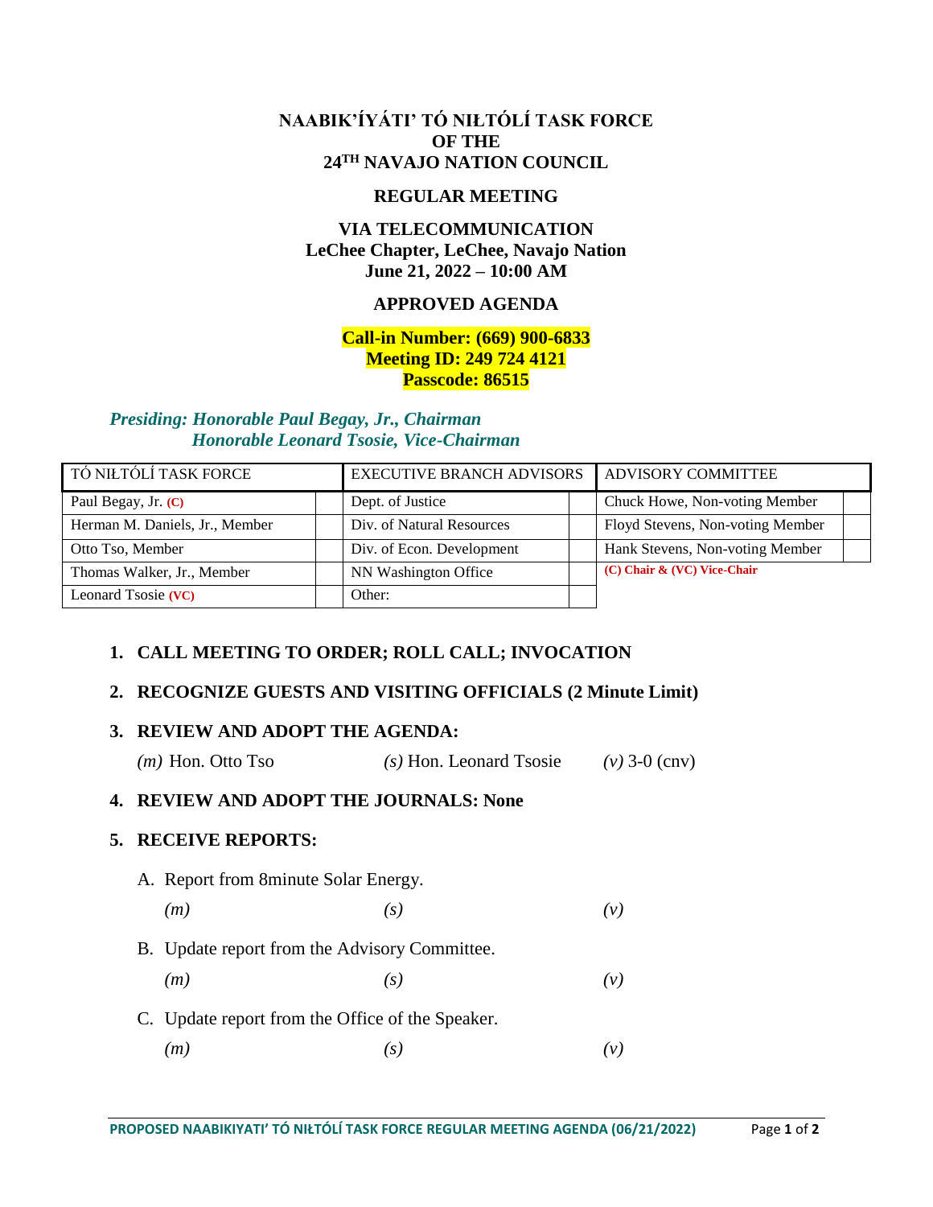# NAABIK'ÍYÁTI' TÓ NIŁTÓLÍ TASK FORCE
# OF THE
# 24TH NAVAJO NATION COUNCIL

## REGULAR MEETING

**VIA TELECOMMUNICATION**
**LeChee Chapter, LeChee, Navajo Nation**
**June 21, 2022 – 10:00 AM**

## APPROVED AGENDA

**Call-in Number: (669) 900-6833**
**Meeting ID: 249 724 4121**
**Passcode: 86515**

***Presiding: Honorable Paul Begay, Jr., Chairman***
***Honorable Leonard Tsosie, Vice-Chairman***

| TÓ NIŁTÓLÍ TASK FORCE | | EXECUTIVE BRANCH ADVISORS | | ADVISORY COMMITTEE | |
|---|---|---|---|---|---|
| Paul Begay, Jr. **(C)** | | Dept. of Justice | | Chuck Howe, Non-voting Member | |
| Herman M. Daniels, Jr., Member | | Div. of Natural Resources | | Floyd Stevens, Non-voting Member | |
| Otto Tso, Member | | Div. of Econ. Development | | Hank Stevens, Non-voting Member | |
| Thomas Walker, Jr., Member | | NN Washington Office | | **(C) Chair & (VC) Vice-Chair** | |
| Leonard Tsosie **(VC)** | | Other: | | | |

1. **CALL MEETING TO ORDER; ROLL CALL; INVOCATION**

2. **RECOGNIZE GUESTS AND VISITING OFFICIALS (2 Minute Limit)**

3. **REVIEW AND ADOPT THE AGENDA:**

   *(m)* Hon. Otto Tso *(s)* Hon. Leonard Tsosie *(v)* 3-0 (cnv)

4. **REVIEW AND ADOPT THE JOURNALS: None**

5. **RECEIVE REPORTS:**

   A. Report from 8minute Solar Energy.

   *(m)* *(s)* *(v)*

   B. Update report from the Advisory Committee.

   *(m)* *(s)* *(v)*

   C. Update report from the Office of the Speaker.

   *(m)* *(s)* *(v)*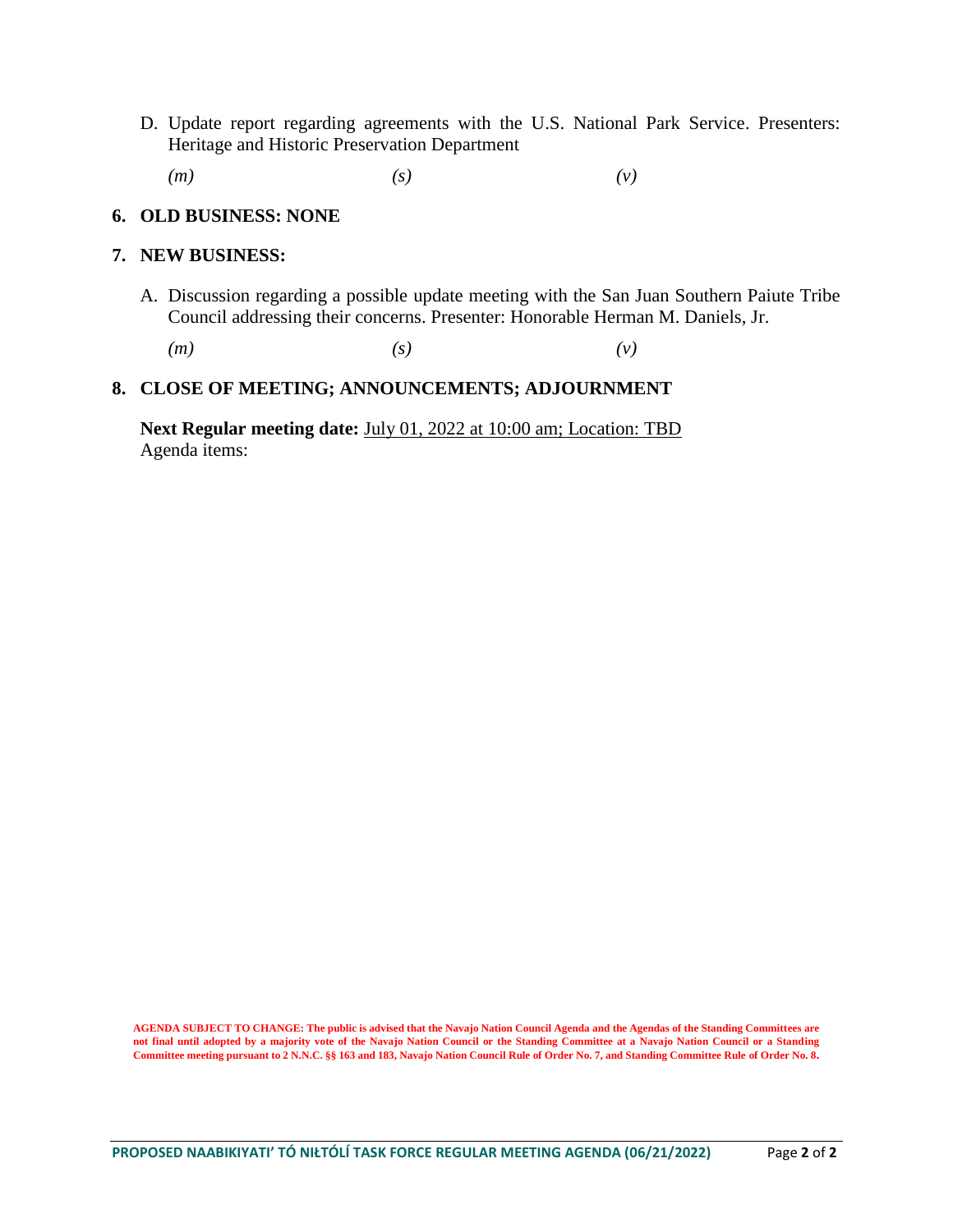D. Update report regarding agreements with the U.S. National Park Service. Presenters: Heritage and Historic Preservation Department

*(m)* *(s)* *(v)*

**6. OLD BUSINESS: NONE**

**7. NEW BUSINESS:**

A. Discussion regarding a possible update meeting with the San Juan Southern Paiute Tribe Council addressing their concerns. Presenter: Honorable Herman M. Daniels, Jr.

*(m)* *(s)* *(v)*

**8. CLOSE OF MEETING; ANNOUNCEMENTS; ADJOURNMENT**

**Next Regular meeting date:** July 01, 2022 at 10:00 am; Location: TBD
Agenda items:

**AGENDA SUBJECT TO CHANGE: The public is advised that the Navajo Nation Council Agenda and the Agendas of the Standing Committees are not final until adopted by a majority vote of the Navajo Nation Council or the Standing Committee at a Navajo Nation Council or a Standing Committee meeting pursuant to 2 N.N.C. §§ 163 and 183, Navajo Nation Council Rule of Order No. 7, and Standing Committee Rule of Order No. 8.**